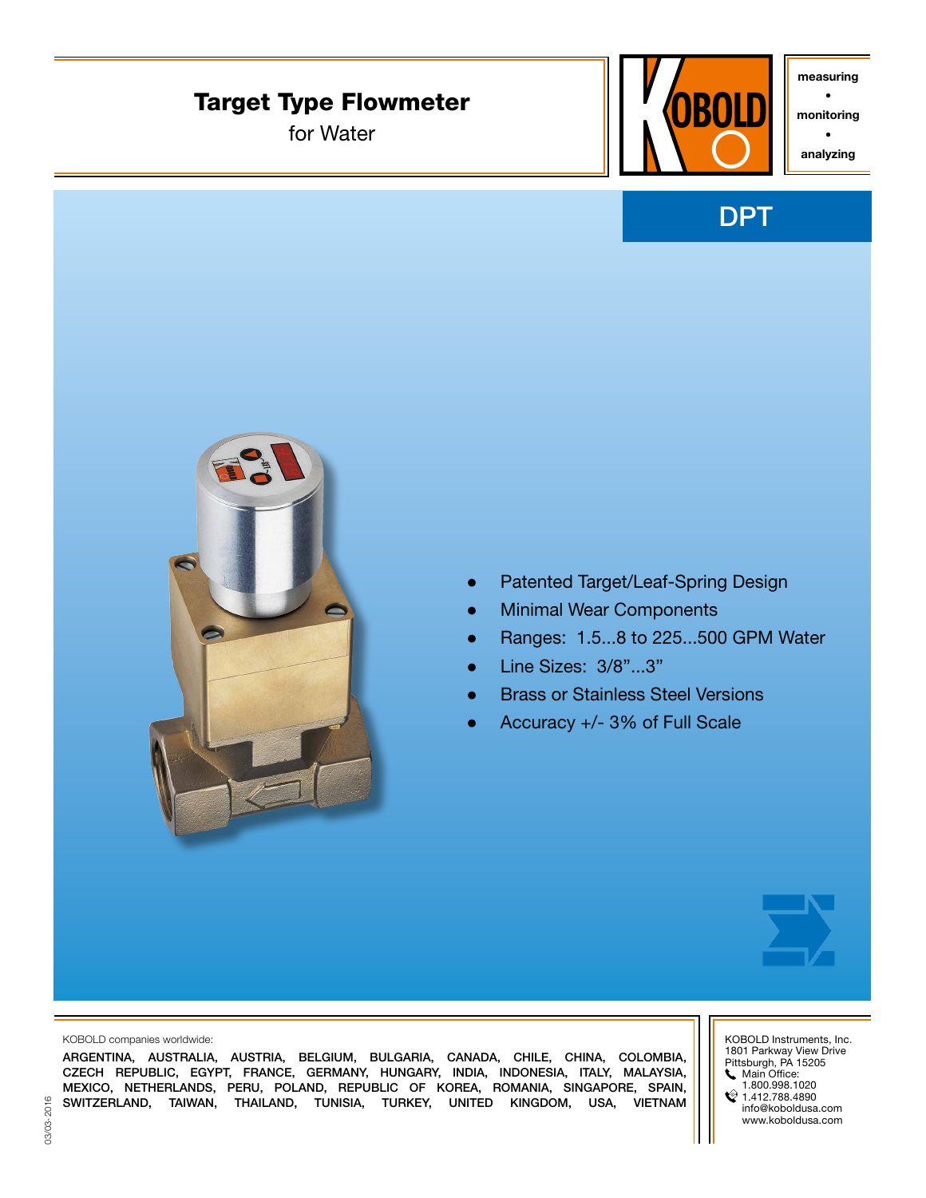# Target Type Flowmeter

for Water

measuring • monitoring • analyzing

## DPT

- Patented Target/Leaf-Spring Design
- Minimal Wear Components
- Ranges: 1.5...8 to 225...500 GPM Water
- Line Sizes: 3/8"...3"
- Brass or Stainless Steel Versions
- Accuracy +/- 3% of Full Scale

KOBOLD companies worldwide:

ARGENTINA, AUSTRALIA, AUSTRIA, BELGIUM, BULGARIA, CANADA, CHILE, CHINA, COLOMBIA, CZECH REPUBLIC, EGYPT, FRANCE, GERMANY, HUNGARY, INDIA, INDONESIA, ITALY, MALAYSIA, MEXICO, NETHERLANDS, PERU, POLAND, REPUBLIC OF KOREA, ROMANIA, SINGAPORE, SPAIN, SWITZERLAND, TAIWAN, THAILAND, TUNISIA, TURKEY, UNITED KINGDOM, USA, VIETNAM

KOBOLD Instruments, Inc.
1801 Parkway View Drive
Pittsburgh, PA 15205
Main Office:
1.800.998.1020
1.412.788.4890
info@koboldusa.com
www.koboldusa.com

03/03-2016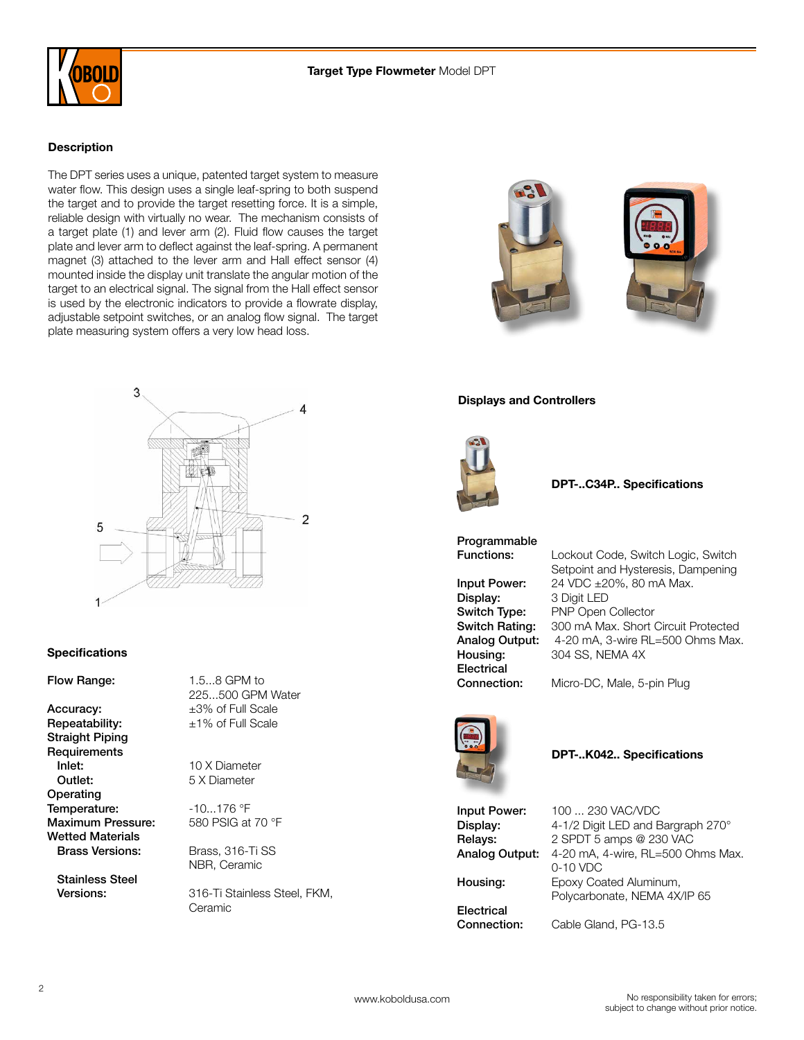## Description

The DPT series uses a unique, patented target system to measure water flow. This design uses a single leaf-spring to both suspend the target and to provide the target resetting force. It is a simple, reliable design with virtually no wear. The mechanism consists of a target plate (1) and lever arm (2). Fluid flow causes the target plate and lever arm to deflect against the leaf-spring. A permanent magnet (3) attached to the lever arm and Hall effect sensor (4) mounted inside the display unit translate the angular motion of the target to an electrical signal. The signal from the Hall effect sensor is used by the electronic indicators to provide a flowrate display, adjustable setpoint switches, or an analog flow signal. The target plate measuring system offers a very low head loss.

## Specifications

| | |
|---|---|
| **Flow Range:** | 1.5...8 GPM to 225...500 GPM Water |
| **Accuracy:** | ±3% of Full Scale |
| **Repeatability:** | ±1% of Full Scale |
| **Straight Piping Requirements** | |
| **Inlet:** | 10 X Diameter |
| **Outlet:** | 5 X Diameter |
| **Operating Temperature:** | -10...176 °F |
| **Maximum Pressure:** | 580 PSIG at 70 °F |
| **Wetted Materials** | |
| **Brass Versions:** | Brass, 316-Ti SS NBR, Ceramic |
| **Stainless Steel Versions:** | 316-Ti Stainless Steel, FKM, Ceramic |

## Displays and Controllers

### DPT-..C34P.. Specifications

| | |
|---|---|
| **Programmable Functions:** | Lockout Code, Switch Logic, Switch Setpoint and Hysteresis, Dampening |
| **Input Power:** | 24 VDC ±20%, 80 mA Max. |
| **Display:** | 3 Digit LED |
| **Switch Type:** | PNP Open Collector |
| **Switch Rating:** | 300 mA Max. Short Circuit Protected |
| **Analog Output:** | 4-20 mA, 3-wire RL=500 Ohms Max. |
| **Housing:** | 304 SS, NEMA 4X |
| **Electrical Connection:** | Micro-DC, Male, 5-pin Plug |

### DPT-..K042.. Specifications

| | |
|---|---|
| **Input Power:** | 100 ... 230 VAC/VDC |
| **Display:** | 4-1/2 Digit LED and Bargraph 270° |
| **Relays:** | 2 SPDT 5 amps @ 230 VAC |
| **Analog Output:** | 4-20 mA, 4-wire, RL=500 Ohms Max. 0-10 VDC |
| **Housing:** | Epoxy Coated Aluminum, Polycarbonate, NEMA 4X/IP 65 |
| **Electrical Connection:** | Cable Gland, PG-13.5 |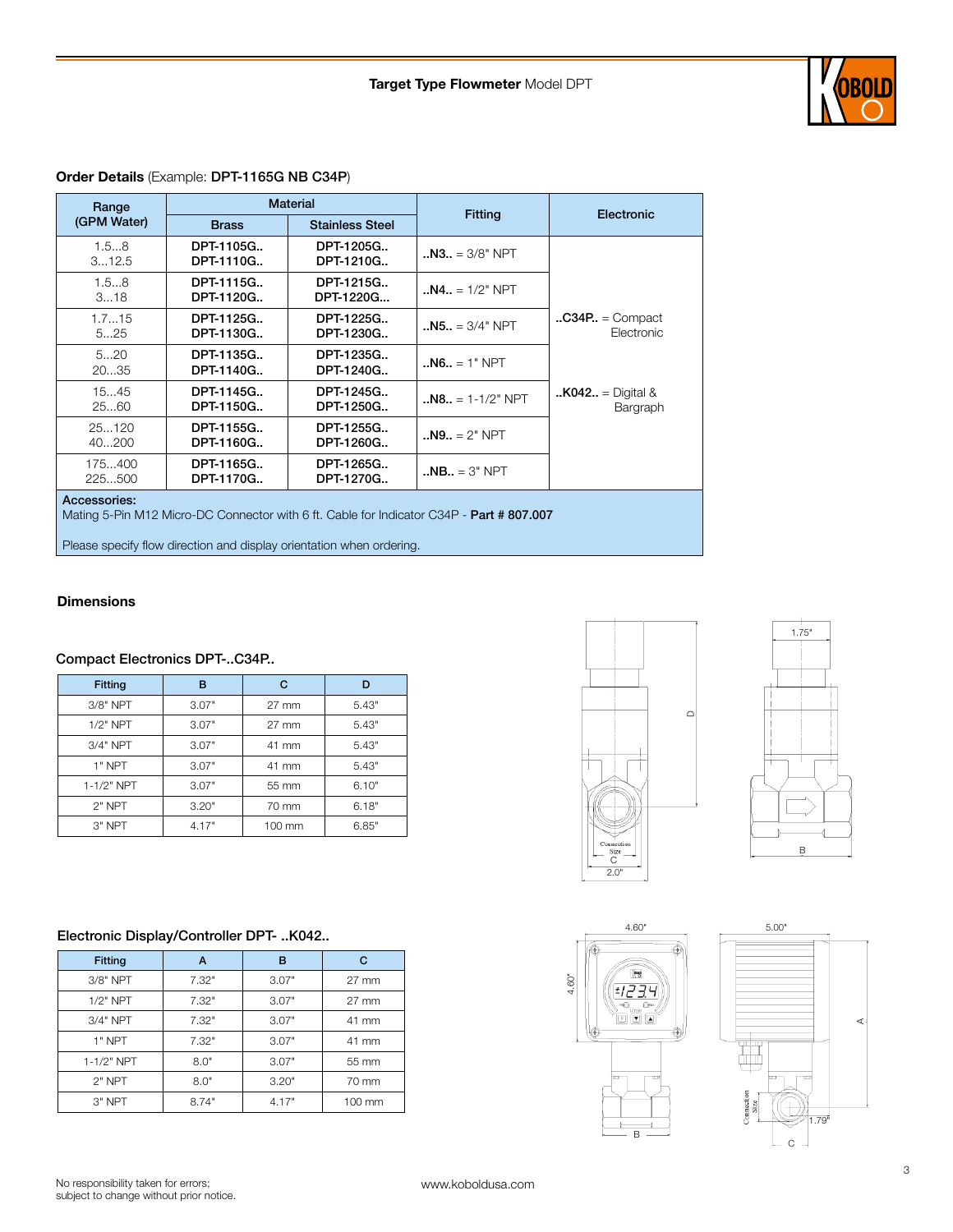**Target Type Flowmeter** Model DPT

## Order Details (Example: DPT-1165G NB C34P)

| Range (GPM Water) | Material | | Fitting | Electronic |
|---|---|---|---|---|
| | Brass | Stainless Steel | | |
| 1.5...8<br>3...12.5 | DPT-1105G..<br>DPT-1110G.. | DPT-1205G..<br>DPT-1210G.. | **..N3..** = 3/8" NPT | **..C34P..** = Compact Electronic<br><br>**..K042..** = Digital & Bargraph |
| 1.5...8<br>3...18 | DPT-1115G..<br>DPT-1120G.. | DPT-1215G..<br>DPT-1220G... | **..N4..** = 1/2" NPT | |
| 1.7...15<br>5...25 | DPT-1125G..<br>DPT-1130G.. | DPT-1225G..<br>DPT-1230G.. | **..N5..** = 3/4" NPT | |
| 5...20<br>20...35 | DPT-1135G..<br>DPT-1140G.. | DPT-1235G..<br>DPT-1240G.. | **..N6..** = 1" NPT | |
| 15...45<br>25...60 | DPT-1145G..<br>DPT-1150G.. | DPT-1245G..<br>DPT-1250G.. | **..N8..** = 1-1/2" NPT | |
| 25...120<br>40...200 | DPT-1155G..<br>DPT-1160G.. | DPT-1255G..<br>DPT-1260G.. | **..N9..** = 2" NPT | |
| 175...400<br>225...500 | DPT-1165G..<br>DPT-1170G.. | DPT-1265G..<br>DPT-1270G.. | **..NB..** = 3" NPT | |

**Accessories:**
Mating 5-Pin M12 Micro-DC Connector with 6 ft. Cable for Indicator C34P - **Part # 807.007**

Please specify flow direction and display orientation when ordering.

## Dimensions

### Compact Electronics DPT-..C34P..

| Fitting | B | C | D |
|---|---|---|---|
| 3/8" NPT | 3.07" | 27 mm | 5.43" |
| 1/2" NPT | 3.07" | 27 mm | 5.43" |
| 3/4" NPT | 3.07" | 41 mm | 5.43" |
| 1" NPT | 3.07" | 41 mm | 5.43" |
| 1-1/2" NPT | 3.07" | 55 mm | 6.10" |
| 2" NPT | 3.20" | 70 mm | 6.18" |
| 3" NPT | 4.17" | 100 mm | 6.85" |

D
1.75"
Connection Size
C
2.0"
B

### Electronic Display/Controller DPT- ..K042..

| Fitting | A | B | C |
|---|---|---|---|
| 3/8" NPT | 7.32" | 3.07" | 27 mm |
| 1/2" NPT | 7.32" | 3.07" | 27 mm |
| 3/4" NPT | 7.32" | 3.07" | 41 mm |
| 1" NPT | 7.32" | 3.07" | 41 mm |
| 1-1/2" NPT | 8.0" | 3.07" | 55 mm |
| 2" NPT | 8.0" | 3.20" | 70 mm |
| 3" NPT | 8.74" | 4.17" | 100 mm |

4.60"
4.60"
5.00"
A
B
Connection Size
1.79"
C

No responsibility taken for errors; subject to change without prior notice.

www.koboldusa.com